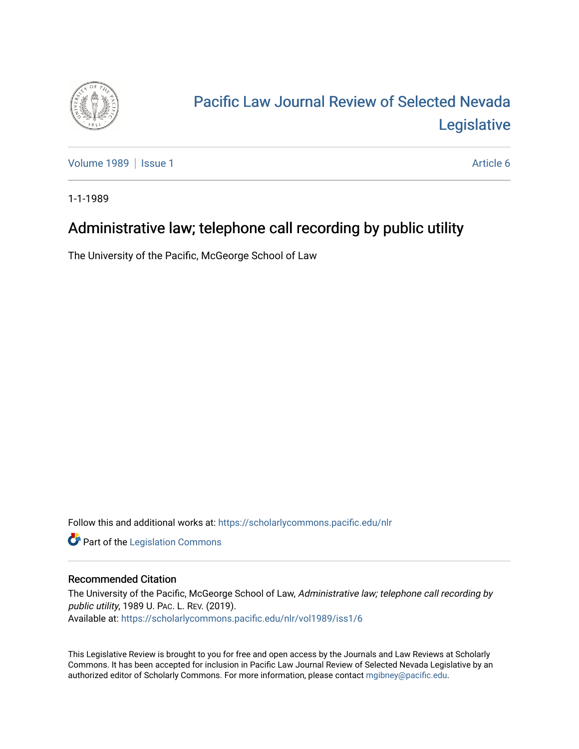# Pacific Law Journal Review of Selected Nevada Legislative

Volume 1989 | Issue 1 Article 6

1-1-1989

## Administrative law; telephone call recording by public utility

The University of the Pacific, McGeorge School of Law

Follow this and additional works at: https://scholarlycommons.pacific.edu/nlr

Part of the Legislation Commons

### Recommended Citation

The University of the Pacific, McGeorge School of Law, *Administrative law; telephone call recording by public utility*, 1989 U. Pac. L. Rev. (2019).
Available at: https://scholarlycommons.pacific.edu/nlr/vol1989/iss1/6

This Legislative Review is brought to you for free and open access by the Journals and Law Reviews at Scholarly Commons. It has been accepted for inclusion in Pacific Law Journal Review of Selected Nevada Legislative by an authorized editor of Scholarly Commons. For more information, please contact mgibney@pacific.edu.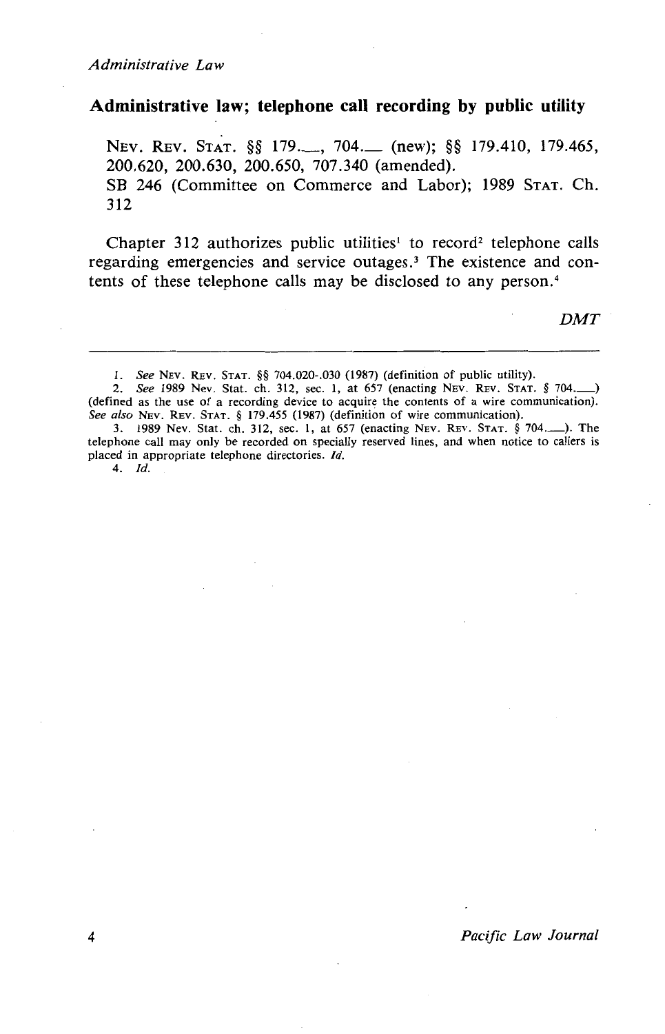## Administrative law; telephone call recording by public utility

NEV. REV. STAT. §§ 179.___, 704.___ (new); §§ 179.410, 179.465, 200.620, 200.630, 200.650, 707.340 (amended).
SB 246 (Committee on Commerce and Labor); 1989 STAT. Ch. 312

Chapter 312 authorizes public utilities[1] to record[2] telephone calls regarding emergencies and service outages.[3] The existence and contents of these telephone calls may be disclosed to any person.[4]

*DMT*

---

1. *See* NEV. REV. STAT. §§ 704.020-.030 (1987) (definition of public utility).
2. *See* 1989 Nev. Stat. ch. 312, sec. 1, at 657 (enacting NEV. REV. STAT. § 704.___) (defined as the use of a recording device to acquire the contents of a wire communication). *See also* NEV. REV. STAT. § 179.455 (1987) (definition of wire communication).
3. 1989 Nev. Stat. ch. 312, sec. 1, at 657 (enacting NEV. REV. STAT. § 704.___). The telephone call may only be recorded on specially reserved lines, and when notice to callers is placed in appropriate telephone directories. *Id.*
4. *Id.*